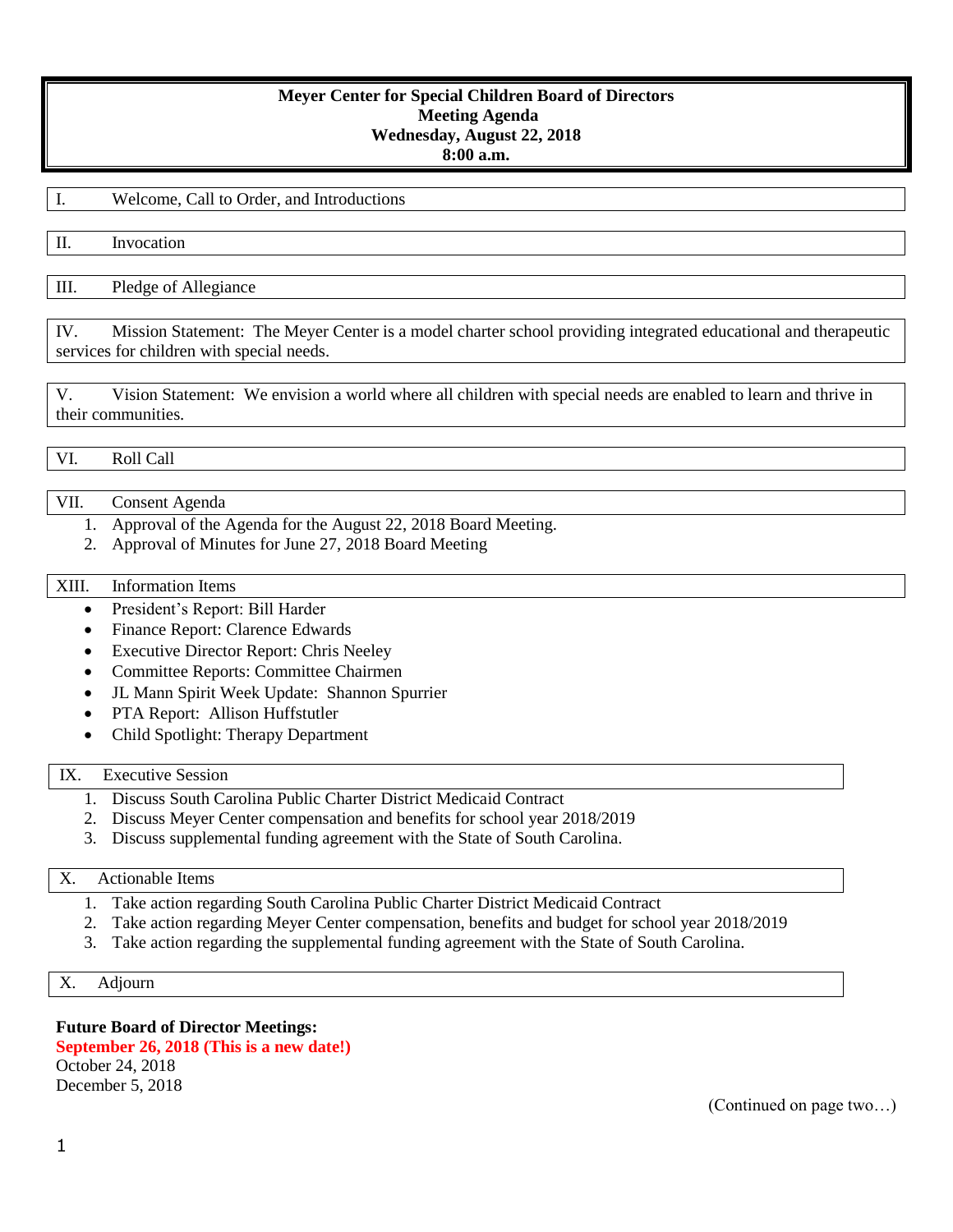# Meyer Center for Special Children Board of Directors
## Meeting Agenda
## Wednesday, August 22, 2018
## 8:00 a.m.

I. Welcome, Call to Order, and Introductions

II. Invocation

III. Pledge of Allegiance

IV. Mission Statement: The Meyer Center is a model charter school providing integrated educational and therapeutic services for children with special needs.

V. Vision Statement: We envision a world where all children with special needs are enabled to learn and thrive in their communities.

VI. Roll Call

VII. Consent Agenda

1. Approval of the Agenda for the August 22, 2018 Board Meeting.
2. Approval of Minutes for June 27, 2018 Board Meeting

XIII. Information Items

- President's Report: Bill Harder
- Finance Report: Clarence Edwards
- Executive Director Report: Chris Neeley
- Committee Reports: Committee Chairmen
- JL Mann Spirit Week Update: Shannon Spurrier
- PTA Report: Allison Huffstutler
- Child Spotlight: Therapy Department

IX. Executive Session

1. Discuss South Carolina Public Charter District Medicaid Contract
2. Discuss Meyer Center compensation and benefits for school year 2018/2019
3. Discuss supplemental funding agreement with the State of South Carolina.

X. Actionable Items

1. Take action regarding South Carolina Public Charter District Medicaid Contract
2. Take action regarding Meyer Center compensation, benefits and budget for school year 2018/2019
3. Take action regarding the supplemental funding agreement with the State of South Carolina.

X. Adjourn

**Future Board of Director Meetings:**
**September 26, 2018 (This is a new date!)**
October 24, 2018
December 5, 2018

(Continued on page two…)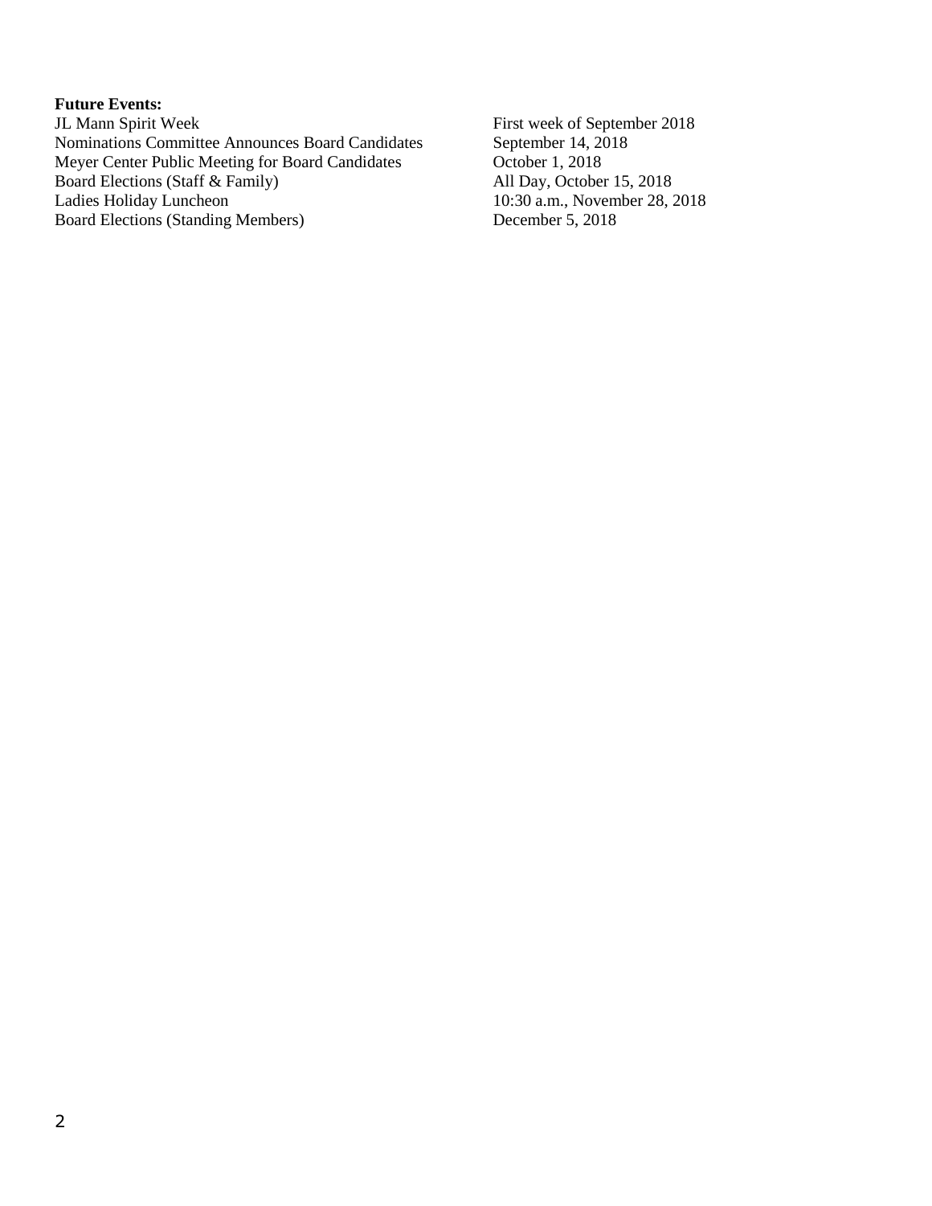**Future Events:**

| | |
|---|---|
| JL Mann Spirit Week | First week of September 2018 |
| Nominations Committee Announces Board Candidates | September 14, 2018 |
| Meyer Center Public Meeting for Board Candidates | October 1, 2018 |
| Board Elections (Staff & Family) | All Day, October 15, 2018 |
| Ladies Holiday Luncheon | 10:30 a.m., November 28, 2018 |
| Board Elections (Standing Members) | December 5, 2018 |